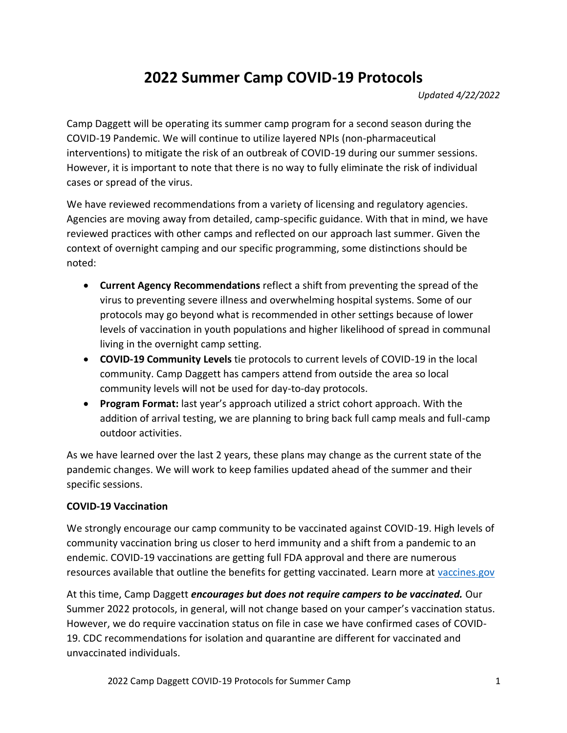# 2022 Summer Camp COVID-19 Protocols

*Updated 4/22/2022*

Camp Daggett will be operating its summer camp program for a second season during the COVID-19 Pandemic. We will continue to utilize layered NPIs (non-pharmaceutical interventions) to mitigate the risk of an outbreak of COVID-19 during our summer sessions. However, it is important to note that there is no way to fully eliminate the risk of individual cases or spread of the virus.

We have reviewed recommendations from a variety of licensing and regulatory agencies. Agencies are moving away from detailed, camp-specific guidance. With that in mind, we have reviewed practices with other camps and reflected on our approach last summer. Given the context of overnight camping and our specific programming, some distinctions should be noted:

- **Current Agency Recommendations** reflect a shift from preventing the spread of the virus to preventing severe illness and overwhelming hospital systems. Some of our protocols may go beyond what is recommended in other settings because of lower levels of vaccination in youth populations and higher likelihood of spread in communal living in the overnight camp setting.
- **COVID-19 Community Levels** tie protocols to current levels of COVID-19 in the local community. Camp Daggett has campers attend from outside the area so local community levels will not be used for day-to-day protocols.
- **Program Format:** last year's approach utilized a strict cohort approach. With the addition of arrival testing, we are planning to bring back full camp meals and full-camp outdoor activities.

As we have learned over the last 2 years, these plans may change as the current state of the pandemic changes. We will work to keep families updated ahead of the summer and their specific sessions.

**COVID-19 Vaccination**

We strongly encourage our camp community to be vaccinated against COVID-19. High levels of community vaccination bring us closer to herd immunity and a shift from a pandemic to an endemic. COVID-19 vaccinations are getting full FDA approval and there are numerous resources available that outline the benefits for getting vaccinated. Learn more at [vaccines.gov](vaccines.gov)

At this time, Camp Daggett ***encourages but does not require campers to be vaccinated.*** Our Summer 2022 protocols, in general, will not change based on your camper's vaccination status. However, we do require vaccination status on file in case we have confirmed cases of COVID-19. CDC recommendations for isolation and quarantine are different for vaccinated and unvaccinated individuals.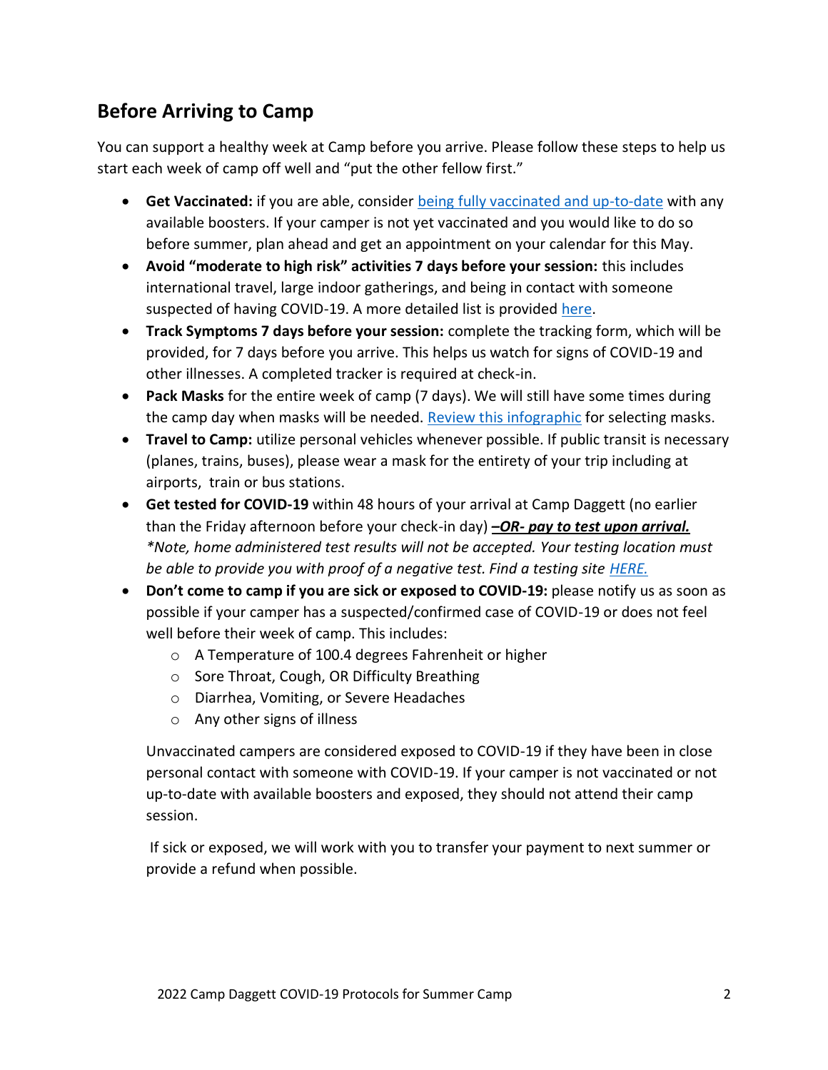## Before Arriving to Camp

You can support a healthy week at Camp before you arrive. Please follow these steps to help us start each week of camp off well and "put the other fellow first."

- **Get Vaccinated:** if you are able, consider being fully vaccinated and up-to-date with any available boosters. If your camper is not yet vaccinated and you would like to do so before summer, plan ahead and get an appointment on your calendar for this May.
- **Avoid "moderate to high risk" activities 7 days before your session:** this includes international travel, large indoor gatherings, and being in contact with someone suspected of having COVID-19. A more detailed list is provided here.
- **Track Symptoms 7 days before your session:** complete the tracking form, which will be provided, for 7 days before you arrive. This helps us watch for signs of COVID-19 and other illnesses. A completed tracker is required at check-in.
- **Pack Masks** for the entire week of camp (7 days). We will still have some times during the camp day when masks will be needed. Review this infographic for selecting masks.
- **Travel to Camp:** utilize personal vehicles whenever possible. If public transit is necessary (planes, trains, buses), please wear a mask for the entirety of your trip including at airports, train or bus stations.
- **Get tested for COVID-19** within 48 hours of your arrival at Camp Daggett (no earlier than the Friday afternoon before your check-in day) ***–OR- pay to test upon arrival.*** *\*Note, home administered test results will not be accepted. Your testing location must be able to provide you with proof of a negative test. Find a testing site HERE.*
- **Don't come to camp if you are sick or exposed to COVID-19:** please notify us as soon as possible if your camper has a suspected/confirmed case of COVID-19 or does not feel well before their week of camp. This includes:
  - A Temperature of 100.4 degrees Fahrenheit or higher
  - Sore Throat, Cough, OR Difficulty Breathing
  - Diarrhea, Vomiting, or Severe Headaches
  - Any other signs of illness

  Unvaccinated campers are considered exposed to COVID-19 if they have been in close personal contact with someone with COVID-19. If your camper is not vaccinated or not up-to-date with available boosters and exposed, they should not attend their camp session.

  If sick or exposed, we will work with you to transfer your payment to next summer or provide a refund when possible.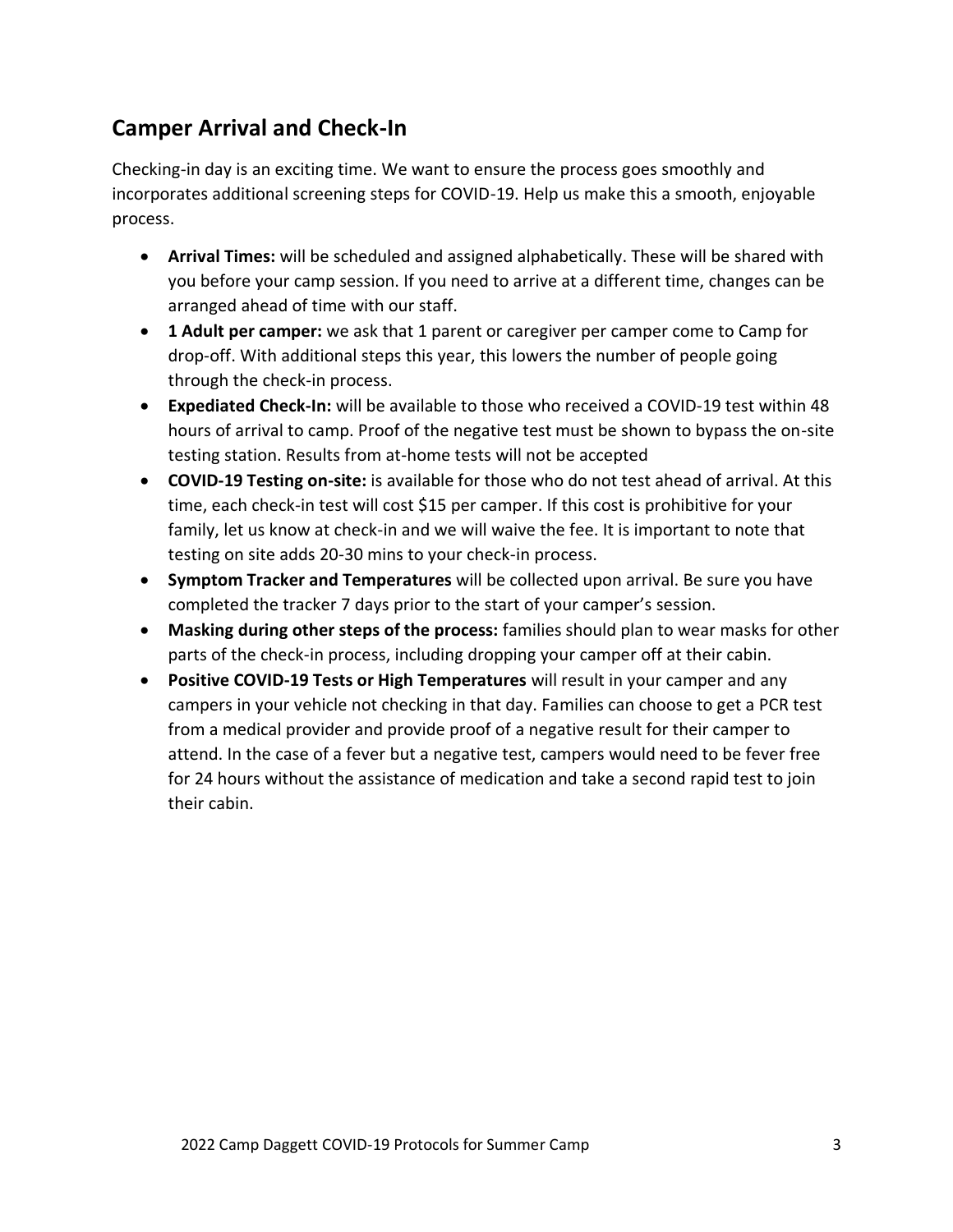## Camper Arrival and Check-In

Checking-in day is an exciting time. We want to ensure the process goes smoothly and incorporates additional screening steps for COVID-19. Help us make this a smooth, enjoyable process.

- **Arrival Times:** will be scheduled and assigned alphabetically. These will be shared with you before your camp session. If you need to arrive at a different time, changes can be arranged ahead of time with our staff.
- **1 Adult per camper:** we ask that 1 parent or caregiver per camper come to Camp for drop-off. With additional steps this year, this lowers the number of people going through the check-in process.
- **Expediated Check-In:** will be available to those who received a COVID-19 test within 48 hours of arrival to camp. Proof of the negative test must be shown to bypass the on-site testing station. Results from at-home tests will not be accepted
- **COVID-19 Testing on-site:** is available for those who do not test ahead of arrival. At this time, each check-in test will cost $15 per camper. If this cost is prohibitive for your family, let us know at check-in and we will waive the fee. It is important to note that testing on site adds 20-30 mins to your check-in process.
- **Symptom Tracker and Temperatures** will be collected upon arrival. Be sure you have completed the tracker 7 days prior to the start of your camper's session.
- **Masking during other steps of the process:** families should plan to wear masks for other parts of the check-in process, including dropping your camper off at their cabin.
- **Positive COVID-19 Tests or High Temperatures** will result in your camper and any campers in your vehicle not checking in that day. Families can choose to get a PCR test from a medical provider and provide proof of a negative result for their camper to attend. In the case of a fever but a negative test, campers would need to be fever free for 24 hours without the assistance of medication and take a second rapid test to join their cabin.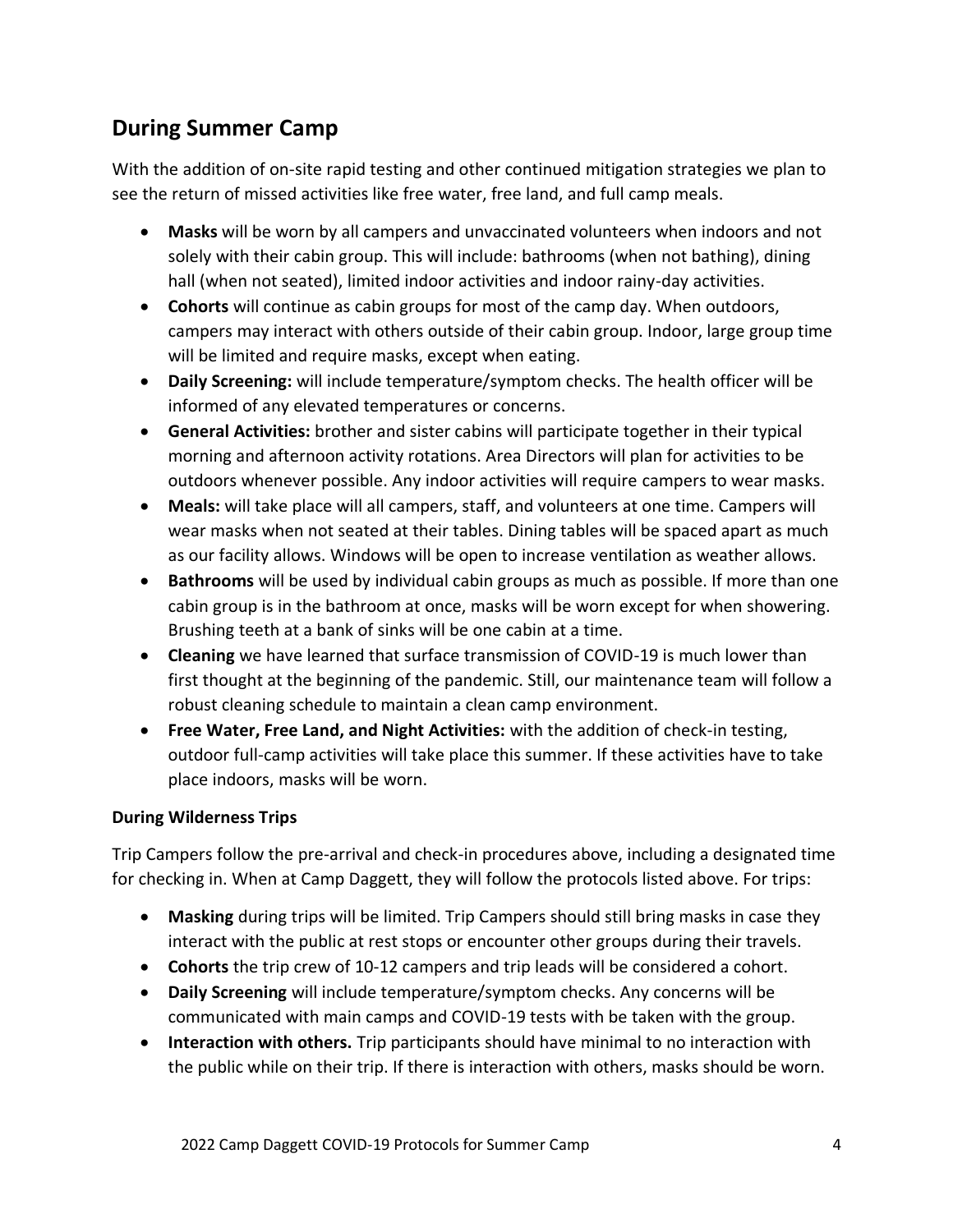## During Summer Camp

With the addition of on-site rapid testing and other continued mitigation strategies we plan to see the return of missed activities like free water, free land, and full camp meals.

- **Masks** will be worn by all campers and unvaccinated volunteers when indoors and not solely with their cabin group. This will include: bathrooms (when not bathing), dining hall (when not seated), limited indoor activities and indoor rainy-day activities.
- **Cohorts** will continue as cabin groups for most of the camp day. When outdoors, campers may interact with others outside of their cabin group. Indoor, large group time will be limited and require masks, except when eating.
- **Daily Screening:** will include temperature/symptom checks. The health officer will be informed of any elevated temperatures or concerns.
- **General Activities:** brother and sister cabins will participate together in their typical morning and afternoon activity rotations. Area Directors will plan for activities to be outdoors whenever possible. Any indoor activities will require campers to wear masks.
- **Meals:** will take place will all campers, staff, and volunteers at one time. Campers will wear masks when not seated at their tables. Dining tables will be spaced apart as much as our facility allows. Windows will be open to increase ventilation as weather allows.
- **Bathrooms** will be used by individual cabin groups as much as possible. If more than one cabin group is in the bathroom at once, masks will be worn except for when showering. Brushing teeth at a bank of sinks will be one cabin at a time.
- **Cleaning** we have learned that surface transmission of COVID-19 is much lower than first thought at the beginning of the pandemic. Still, our maintenance team will follow a robust cleaning schedule to maintain a clean camp environment.
- **Free Water, Free Land, and Night Activities:** with the addition of check-in testing, outdoor full-camp activities will take place this summer. If these activities have to take place indoors, masks will be worn.

### During Wilderness Trips

Trip Campers follow the pre-arrival and check-in procedures above, including a designated time for checking in. When at Camp Daggett, they will follow the protocols listed above. For trips:

- **Masking** during trips will be limited. Trip Campers should still bring masks in case they interact with the public at rest stops or encounter other groups during their travels.
- **Cohorts** the trip crew of 10-12 campers and trip leads will be considered a cohort.
- **Daily Screening** will include temperature/symptom checks. Any concerns will be communicated with main camps and COVID-19 tests with be taken with the group.
- **Interaction with others.** Trip participants should have minimal to no interaction with the public while on their trip. If there is interaction with others, masks should be worn.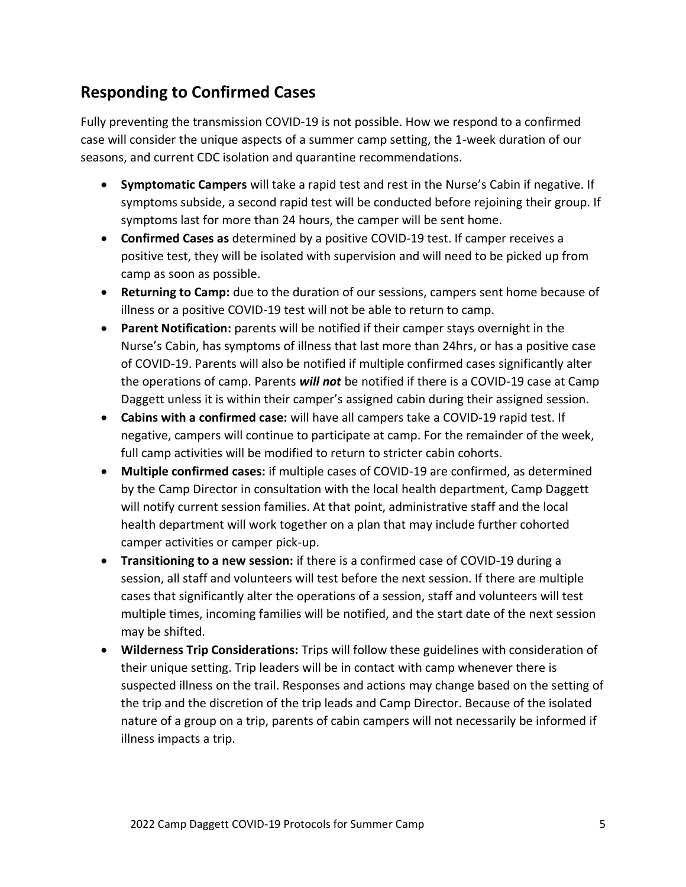## Responding to Confirmed Cases

Fully preventing the transmission COVID-19 is not possible. How we respond to a confirmed case will consider the unique aspects of a summer camp setting, the 1-week duration of our seasons, and current CDC isolation and quarantine recommendations.

- **Symptomatic Campers** will take a rapid test and rest in the Nurse's Cabin if negative. If symptoms subside, a second rapid test will be conducted before rejoining their group. If symptoms last for more than 24 hours, the camper will be sent home.
- **Confirmed Cases as** determined by a positive COVID-19 test. If camper receives a positive test, they will be isolated with supervision and will need to be picked up from camp as soon as possible.
- **Returning to Camp:** due to the duration of our sessions, campers sent home because of illness or a positive COVID-19 test will not be able to return to camp.
- **Parent Notification:** parents will be notified if their camper stays overnight in the Nurse's Cabin, has symptoms of illness that last more than 24hrs, or has a positive case of COVID-19. Parents will also be notified if multiple confirmed cases significantly alter the operations of camp. Parents ***will not*** be notified if there is a COVID-19 case at Camp Daggett unless it is within their camper's assigned cabin during their assigned session.
- **Cabins with a confirmed case:** will have all campers take a COVID-19 rapid test. If negative, campers will continue to participate at camp. For the remainder of the week, full camp activities will be modified to return to stricter cabin cohorts.
- **Multiple confirmed cases:** if multiple cases of COVID-19 are confirmed, as determined by the Camp Director in consultation with the local health department, Camp Daggett will notify current session families. At that point, administrative staff and the local health department will work together on a plan that may include further cohorted camper activities or camper pick-up.
- **Transitioning to a new session:** if there is a confirmed case of COVID-19 during a session, all staff and volunteers will test before the next session. If there are multiple cases that significantly alter the operations of a session, staff and volunteers will test multiple times, incoming families will be notified, and the start date of the next session may be shifted.
- **Wilderness Trip Considerations:** Trips will follow these guidelines with consideration of their unique setting. Trip leaders will be in contact with camp whenever there is suspected illness on the trail. Responses and actions may change based on the setting of the trip and the discretion of the trip leads and Camp Director. Because of the isolated nature of a group on a trip, parents of cabin campers will not necessarily be informed if illness impacts a trip.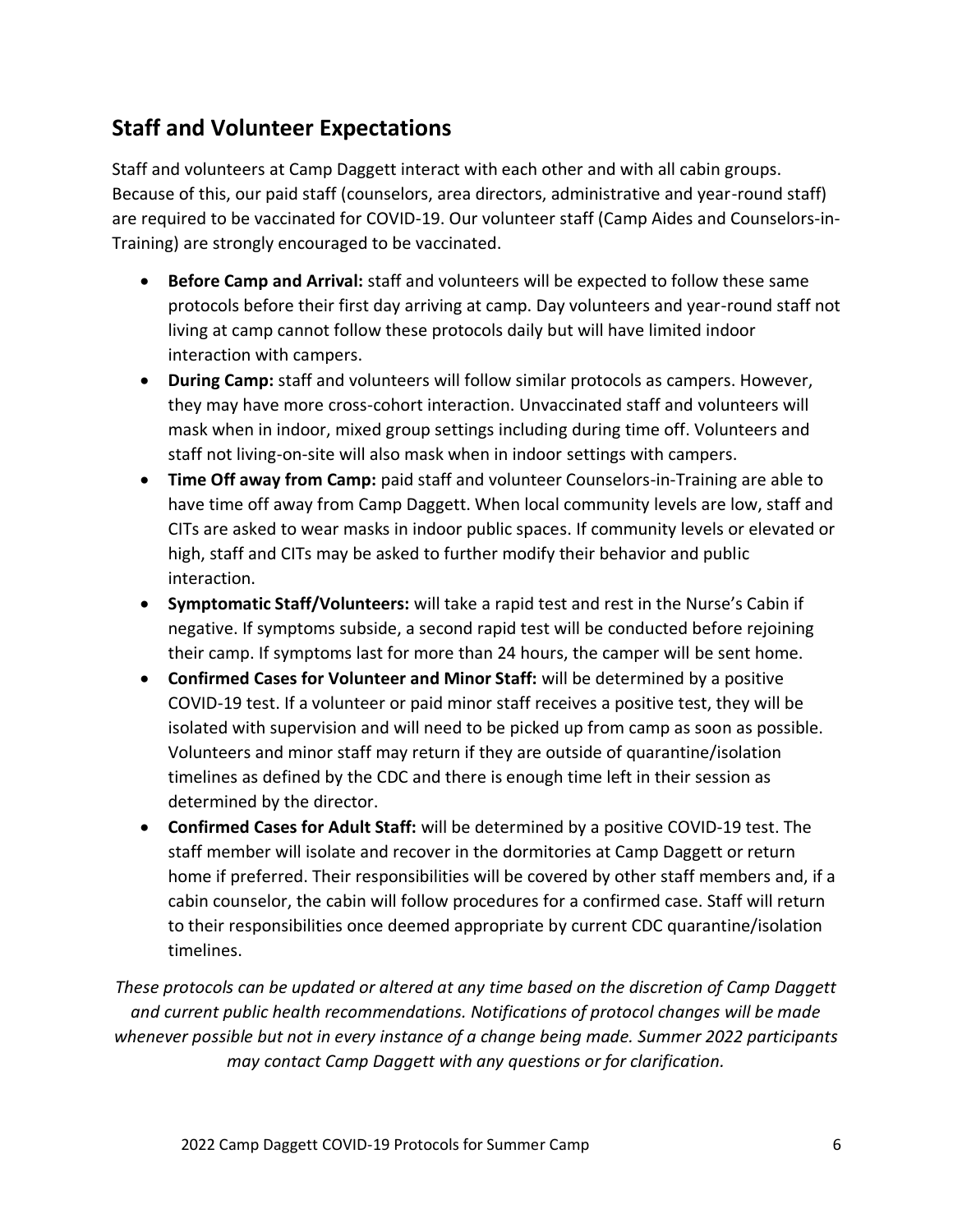## Staff and Volunteer Expectations

Staff and volunteers at Camp Daggett interact with each other and with all cabin groups. Because of this, our paid staff (counselors, area directors, administrative and year-round staff) are required to be vaccinated for COVID-19. Our volunteer staff (Camp Aides and Counselors-in-Training) are strongly encouraged to be vaccinated.

- **Before Camp and Arrival:** staff and volunteers will be expected to follow these same protocols before their first day arriving at camp. Day volunteers and year-round staff not living at camp cannot follow these protocols daily but will have limited indoor interaction with campers.
- **During Camp:** staff and volunteers will follow similar protocols as campers. However, they may have more cross-cohort interaction. Unvaccinated staff and volunteers will mask when in indoor, mixed group settings including during time off. Volunteers and staff not living-on-site will also mask when in indoor settings with campers.
- **Time Off away from Camp:** paid staff and volunteer Counselors-in-Training are able to have time off away from Camp Daggett. When local community levels are low, staff and CITs are asked to wear masks in indoor public spaces. If community levels or elevated or high, staff and CITs may be asked to further modify their behavior and public interaction.
- **Symptomatic Staff/Volunteers:** will take a rapid test and rest in the Nurse's Cabin if negative. If symptoms subside, a second rapid test will be conducted before rejoining their camp. If symptoms last for more than 24 hours, the camper will be sent home.
- **Confirmed Cases for Volunteer and Minor Staff:** will be determined by a positive COVID-19 test. If a volunteer or paid minor staff receives a positive test, they will be isolated with supervision and will need to be picked up from camp as soon as possible. Volunteers and minor staff may return if they are outside of quarantine/isolation timelines as defined by the CDC and there is enough time left in their session as determined by the director.
- **Confirmed Cases for Adult Staff:** will be determined by a positive COVID-19 test. The staff member will isolate and recover in the dormitories at Camp Daggett or return home if preferred. Their responsibilities will be covered by other staff members and, if a cabin counselor, the cabin will follow procedures for a confirmed case. Staff will return to their responsibilities once deemed appropriate by current CDC quarantine/isolation timelines.

*These protocols can be updated or altered at any time based on the discretion of Camp Daggett and current public health recommendations. Notifications of protocol changes will be made whenever possible but not in every instance of a change being made. Summer 2022 participants may contact Camp Daggett with any questions or for clarification.*